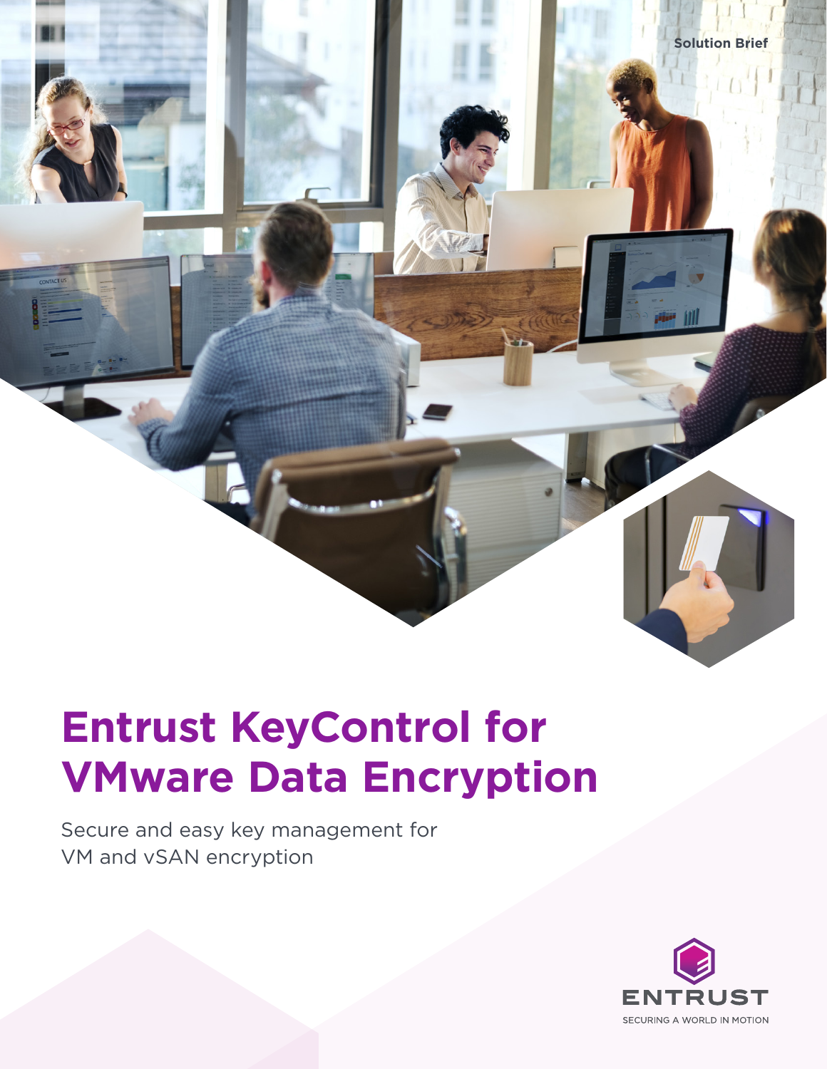Solution Brief

# Entrust KeyControl for VMware Data Encryption

Secure and easy key management for VM and vSAN encryption

ENTRUST

SECURING A WORLD IN MOTION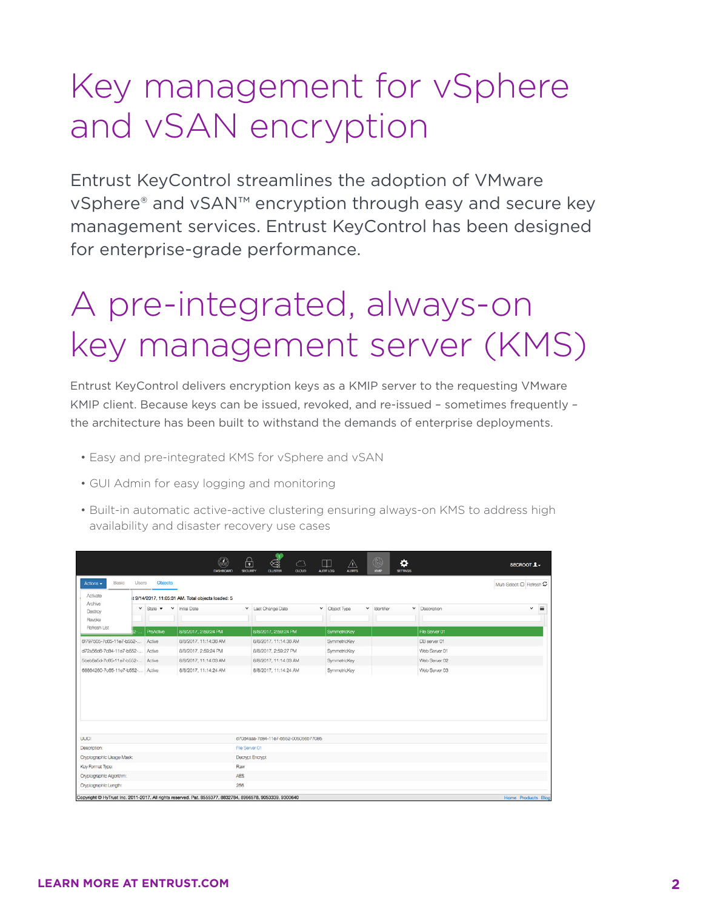# Key management for vSphere and vSAN encryption

Entrust KeyControl streamlines the adoption of VMware vSphere® and vSAN™ encryption through easy and secure key management services. Entrust KeyControl has been designed for enterprise-grade performance.

# A pre-integrated, always-on key management server (KMS)

Entrust KeyControl delivers encryption keys as a KMIP server to the requesting VMware KMIP client. Because keys can be issued, revoked, and re-issued – sometimes frequently – the architecture has been built to withstand the demands of enterprise deployments.

- Easy and pre-integrated KMS for vSphere and vSAN
- GUI Admin for easy logging and monitoring
- Built-in automatic active-active clustering ensuring always-on KMS to address high availability and disaster recovery use cases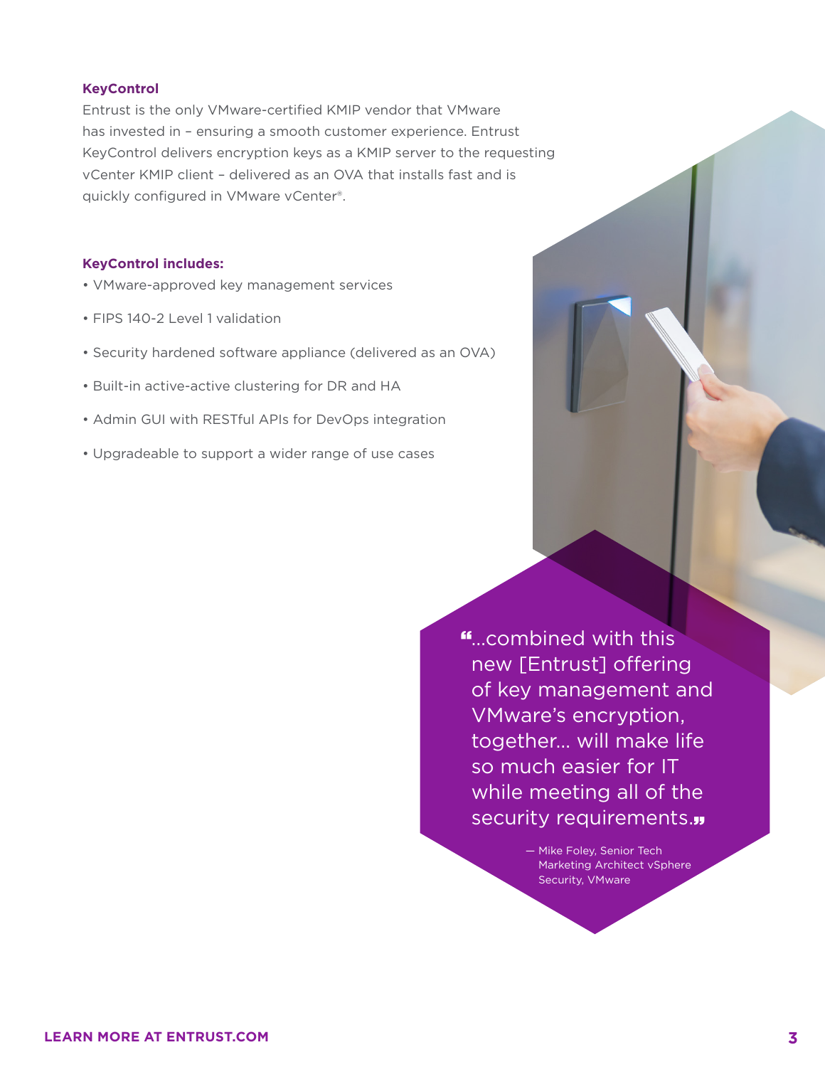## KeyControl

Entrust is the only VMware-certified KMIP vendor that VMware has invested in – ensuring a smooth customer experience. Entrust KeyControl delivers encryption keys as a KMIP server to the requesting vCenter KMIP client – delivered as an OVA that installs fast and is quickly configured in VMware vCenter®.

### KeyControl includes:

- VMware-approved key management services
- FIPS 140-2 Level 1 validation
- Security hardened software appliance (delivered as an OVA)
- Built-in active-active clustering for DR and HA
- Admin GUI with RESTful APIs for DevOps integration
- Upgradeable to support a wider range of use cases

> "...combined with this new [Entrust] offering of key management and VMware's encryption, together... will make life so much easier for IT while meeting all of the security requirements."
>
> — Mike Foley, Senior Tech Marketing Architect vSphere Security, VMware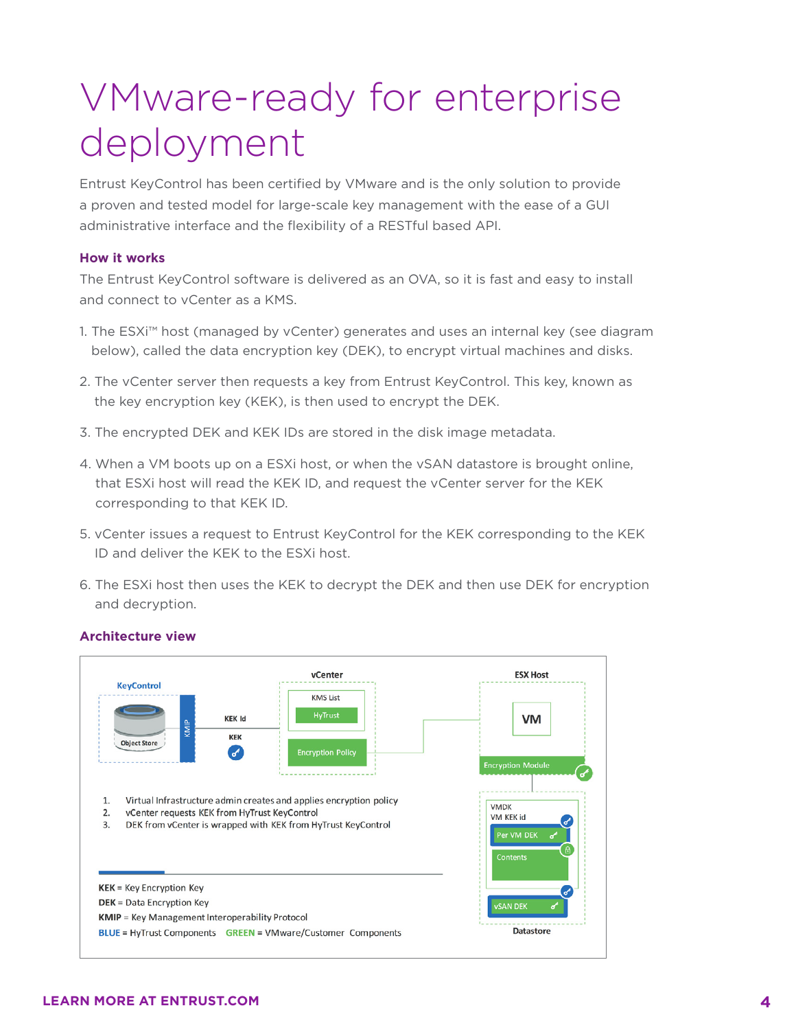# VMware-ready for enterprise deployment

Entrust KeyControl has been certified by VMware and is the only solution to provide a proven and tested model for large-scale key management with the ease of a GUI administrative interface and the flexibility of a RESTful based API.

### How it works

The Entrust KeyControl software is delivered as an OVA, so it is fast and easy to install and connect to vCenter as a KMS.

1. The ESXi™ host (managed by vCenter) generates and uses an internal key (see diagram below), called the data encryption key (DEK), to encrypt virtual machines and disks.
2. The vCenter server then requests a key from Entrust KeyControl. This key, known as the key encryption key (KEK), is then used to encrypt the DEK.
3. The encrypted DEK and KEK IDs are stored in the disk image metadata.
4. When a VM boots up on a ESXi host, or when the vSAN datastore is brought online, that ESXi host will read the KEK ID, and request the vCenter server for the KEK corresponding to that KEK ID.
5. vCenter issues a request to Entrust KeyControl for the KEK corresponding to the KEK ID and deliver the KEK to the ESXi host.
6. The ESXi host then uses the KEK to decrypt the DEK and then use DEK for encryption and decryption.

### Architecture view

KeyControl — Object Store — KMIP — KEK Id — KEK

vCenter — KMS List — HyTrust — Encryption Policy

ESX Host — VM — Encryption Module

VMDK — VM KEK id — Per VM DEK — Contents — vSAN DEK — Datastore

1. Virtual Infrastructure admin creates and applies encryption policy
2. vCenter requests KEK from HyTrust KeyControl
3. DEK from vCenter is wrapped with KEK from HyTrust KeyControl

**KEK** = Key Encryption Key
**DEK** = Data Encryption Key
**KMIP** = Key Management Interoperability Protocol
**BLUE** = HyTrust Components **GREEN** = VMware/Customer Components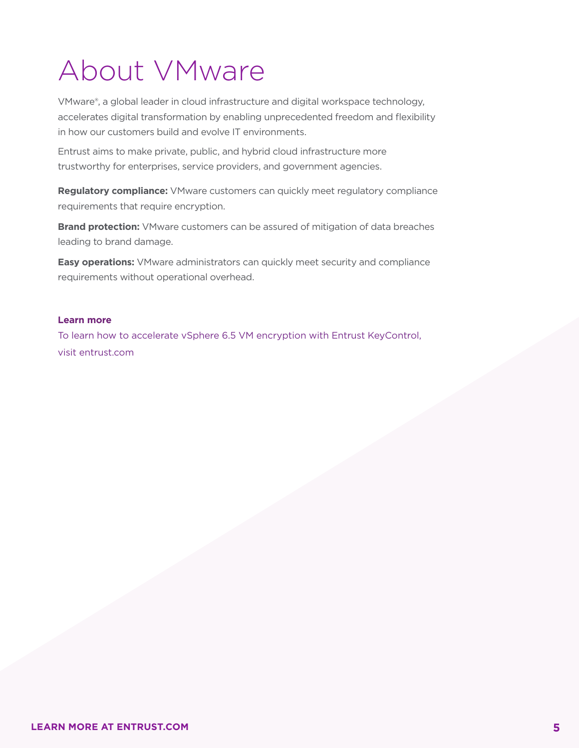# About VMware

VMware®, a global leader in cloud infrastructure and digital workspace technology, accelerates digital transformation by enabling unprecedented freedom and flexibility in how our customers build and evolve IT environments.

Entrust aims to make private, public, and hybrid cloud infrastructure more trustworthy for enterprises, service providers, and government agencies.

**Regulatory compliance:** VMware customers can quickly meet regulatory compliance requirements that require encryption.

**Brand protection:** VMware customers can be assured of mitigation of data breaches leading to brand damage.

**Easy operations:** VMware administrators can quickly meet security and compliance requirements without operational overhead.

**Learn more**

To learn how to accelerate vSphere 6.5 VM encryption with Entrust KeyControl, visit entrust.com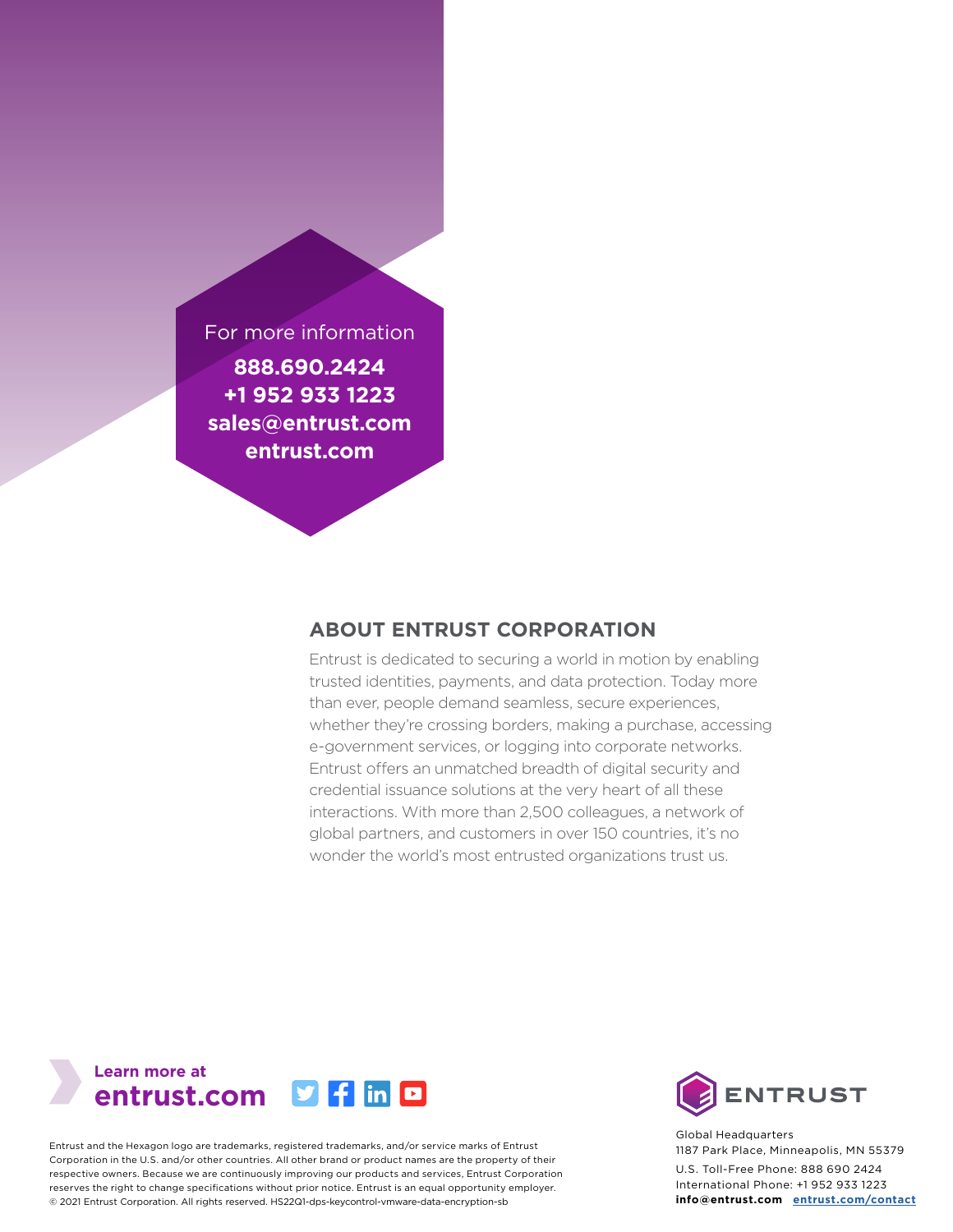For more information

**888.690.2424**
**+1 952 933 1223**
**sales@entrust.com**
**entrust.com**

## ABOUT ENTRUST CORPORATION

Entrust is dedicated to securing a world in motion by enabling trusted identities, payments, and data protection. Today more than ever, people demand seamless, secure experiences, whether they're crossing borders, making a purchase, accessing e-government services, or logging into corporate networks. Entrust offers an unmatched breadth of digital security and credential issuance solutions at the very heart of all these interactions. With more than 2,500 colleagues, a network of global partners, and customers in over 150 countries, it's no wonder the world's most entrusted organizations trust us.

**Learn more at**
**entrust.com**

Entrust and the Hexagon logo are trademarks, registered trademarks, and/or service marks of Entrust Corporation in the U.S. and/or other countries. All other brand or product names are the property of their respective owners. Because we are continuously improving our products and services, Entrust Corporation reserves the right to change specifications without prior notice. Entrust is an equal opportunity employer. © 2021 Entrust Corporation. All rights reserved. HS22Q1-dps-keycontrol-vmware-data-encryption-sb

ENTRUST

Global Headquarters
1187 Park Place, Minneapolis, MN 55379
U.S. Toll-Free Phone: 888 690 2424
International Phone: +1 952 933 1223
**info@entrust.com** entrust.com/contact